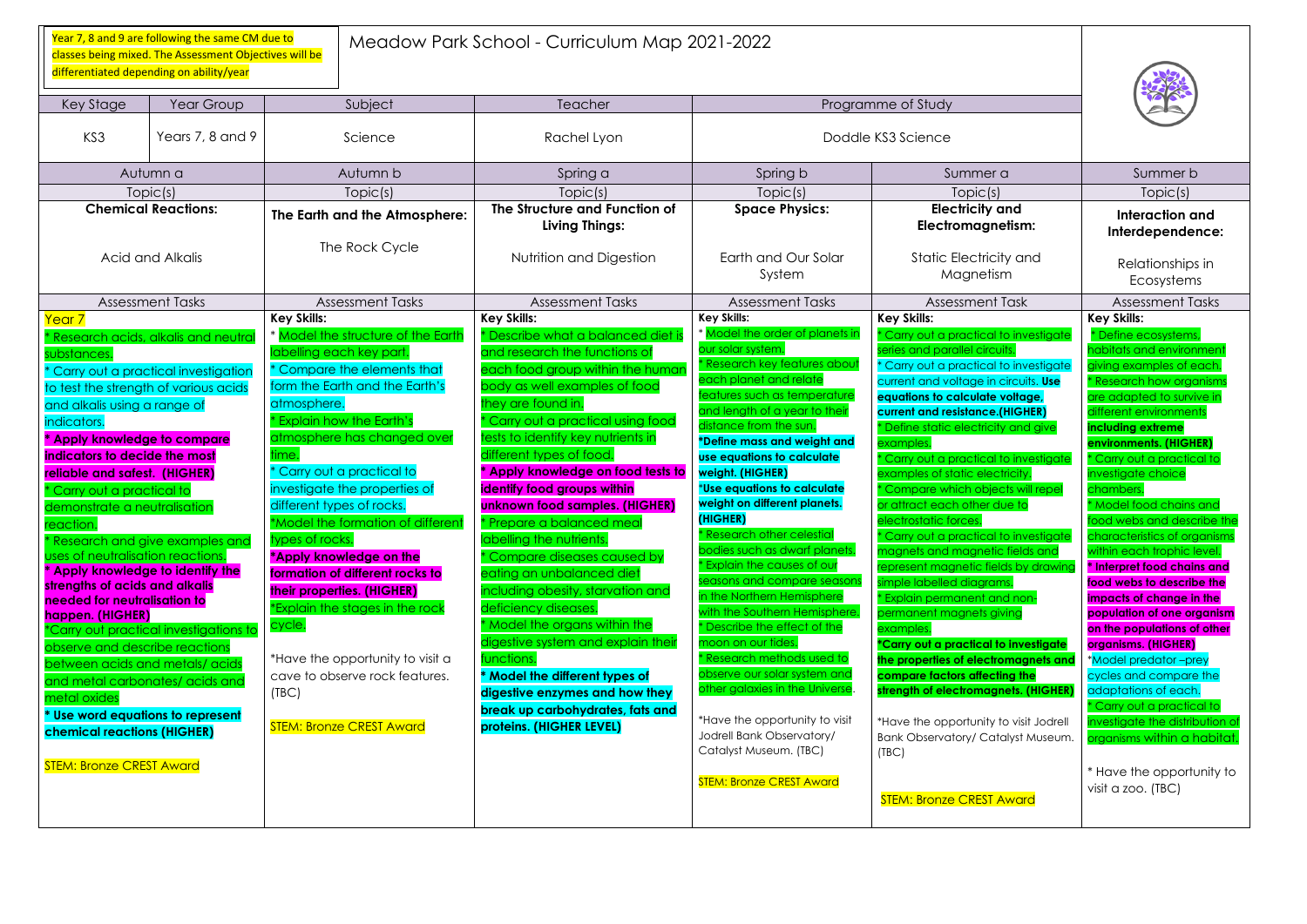Year 7, 8 and 9 are following the same CM due to classes being mixed. The Assessment Objectives will be differentiated depending on ability/year

# Meadow Park School - Curriculum Map 2021-2022

| Key Stage | Year Group | Subject | Teacher | Programme of Study |
|---|---|---|---|---|
| KS3 | Years 7, 8 and 9 | Science | Rachel Lyon | Doddle KS3 Science |

| Autumn a | Autumn b | Spring a | Spring b | Summer a | Summer b |
|---|---|---|---|---|---|
| Topic(s) | Topic(s) | Topic(s) | Topic(s) | Topic(s) | Topic(s) |
| **Chemical Reactions:**<br><br>Acid and Alkalis | **The Earth and the Atmosphere:**<br><br>The Rock Cycle | **The Structure and Function of Living Things:**<br><br>Nutrition and Digestion | **Space Physics:**<br><br>Earth and Our Solar System | **Electricity and Electromagnetism:**<br><br>Static Electricity and Magnetism | **Interaction and Interdependence:**<br><br>Relationships in Ecosystems |
| Assessment Tasks | Assessment Tasks | Assessment Tasks | Assessment Tasks | Assessment Task | Assessment Tasks |
| Year 7<br>* Research acids, alkalis and neutral substances.<br>* Carry out a practical investigation to test the strength of various acids and alkalis using a range of indicators.<br>**\* Apply knowledge to compare indicators to decide the most reliable and safest. (HIGHER)**<br>* Carry out a practical to demonstrate a neutralisation reaction.<br>* Research and give examples and uses of neutralisation reactions.<br>**\* Apply knowledge to identify the strengths of acids and alkalis needed for neutralisation to happen. (HIGHER)**<br>*Carry out practical investigations to observe and describe reactions between acids and metals/ acids and metal carbonates/ acids and metal oxides<br>**\* Use word equations to represent chemical reactions (HIGHER)**<br><br>STEM: Bronze CREST Award | **Key Skills:**<br>* Model the structure of the Earth labelling each key part.<br>* Compare the elements that form the Earth and the Earth's atmosphere.<br>* Explain how the Earth's atmosphere has changed over time.<br>* Carry out a practical to investigate the properties of different types of rocks.<br>*Model the formation of different types of rocks.<br>**\*Apply knowledge on the formation of different rocks to their properties. (HIGHER)**<br>*Explain the stages in the rock cycle.<br><br>*Have the opportunity to visit a cave to observe rock features. (TBC)<br><br>STEM: Bronze CREST Award | **Key Skills:**<br>* Describe what a balanced diet is and research the functions of each food group within the human body as well examples of food they are found in.<br>* Carry out a practical using food tests to identify key nutrients in different types of food.<br>**\* Apply knowledge on food tests to identify food groups within unknown food samples. (HIGHER)**<br>* Prepare a balanced meal labelling the nutrients.<br>* Compare diseases caused by eating an unbalanced diet including obesity, starvation and deficiency diseases.<br>* Model the organs within the digestive system and explain their functions.<br>**\* Model the different types of digestive enzymes and how they break up carbohydrates, fats and proteins. (HIGHER LEVEL)** | **Key Skills:**<br>* Model the order of planets in our solar system.<br>* Research key features about each planet and relate features such as temperature and length of a year to their distance from the sun.<br>**\*Define mass and weight and use equations to calculate weight. (HIGHER)**<br>**\*Use equations to calculate weight on different planets. (HIGHER)**<br>* Research other celestial bodies such as dwarf planets.<br>* Explain the causes of our seasons and compare seasons in the Northern Hemisphere with the Southern Hemisphere.<br>* Describe the effect of the moon on our tides.<br>* Research methods used to observe our solar system and other galaxies in the Universe.<br><br>*Have the opportunity to visit Jodrell Bank Observatory/ Catalyst Museum. (TBC)<br><br>STEM: Bronze CREST Award | **Key Skills:**<br>* Carry out a practical to investigate series and parallel circuits.<br>* Carry out a practical to investigate current and voltage in circuits. **Use equations to calculate voltage, current and resistance.(HIGHER)**<br>* Define static electricity and give examples.<br>* Carry out a practical to investigate examples of static electricity.<br>* Compare which objects will repel or attract each other due to electrostatic forces.<br>* Carry out a practical to investigate magnets and magnetic fields and represent magnetic fields by drawing simple labelled diagrams.<br>* Explain permanent and non-permanent magnets giving examples.<br>**\*Carry out a practical to investigate the properties of electromagnets and compare factors affecting the strength of electromagnets. (HIGHER)**<br><br>*Have the opportunity to visit Jodrell Bank Observatory/ Catalyst Museum. (TBC)<br><br>STEM: Bronze CREST Award | **Key Skills:**<br>* Define ecosystems, habitats and environment giving examples of each.<br>* Research how organisms are adapted to survive in different environments **including extreme environments. (HIGHER)**<br>* Carry out a practical to investigate choice chambers.<br>* Model food chains and food webs and describe the characteristics of organisms within each trophic level.<br>**\* Interpret food chains and food webs to describe the impacts of change in the population of one organism on the populations of other organisms. (HIGHER)**<br>*Model predator –prey cycles and compare the adaptations of each.<br>* Carry out a practical to investigate the distribution of organisms within a habitat.<br><br>* Have the opportunity to visit a zoo. (TBC) |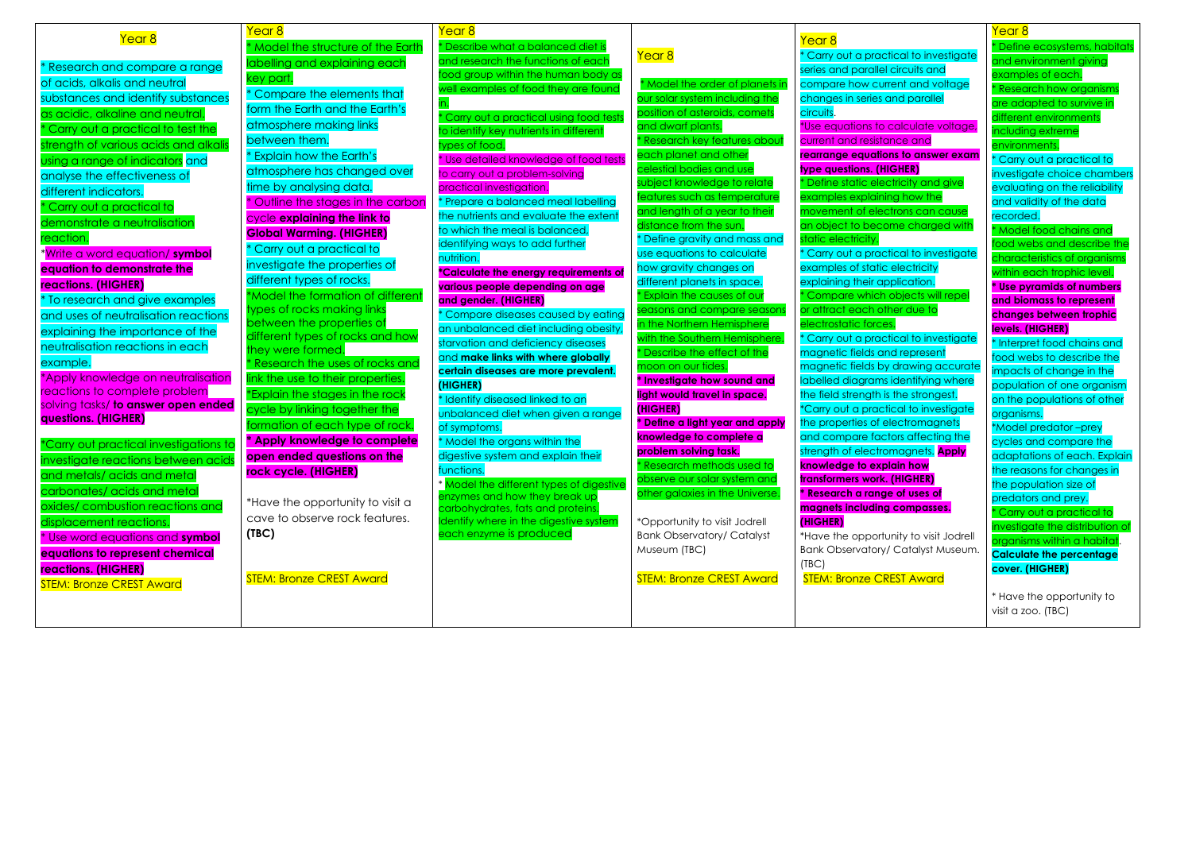| Year 8 | Year 8 | Year 8 | Year 8 | Year 8 | Year 8 |
|---|---|---|---|---|---|
| * Research and compare a range of acids, alkalis and neutral substances and identify substances as acidic, alkaline and neutral.<br>* Carry out a practical to test the strength of various acids and alkalis using a range of indicators and analyse the effectiveness of different indicators.<br>* Carry out a practical to demonstrate a neutralisation reaction.<br>*Write a word equation/ **symbol equation to demonstrate the reactions. (HIGHER)**<br>* To research and give examples and uses of neutralisation reactions explaining the importance of the neutralisation reactions in each example.<br>*Apply knowledge on neutralisation reactions to complete problem solving tasks/ **to answer open ended questions. (HIGHER)**<br><br>*Carry out practical investigations to investigate reactions between acids and metals/ acids and metal carbonates/ acids and metal oxides/ combustion reactions and displacement reactions.<br>* Use word equations and **symbol equations to represent chemical reactions. (HIGHER)**<br>STEM: Bronze CREST Award | * Model the structure of the Earth labelling and explaining each key part.<br>* Compare the elements that form the Earth and the Earth's atmosphere making links between them.<br>* Explain how the Earth's atmosphere has changed over time by analysing data.<br>* Outline the stages in the carbon cycle **explaining the link to Global Warming. (HIGHER)**<br>* Carry out a practical to investigate the properties of different types of rocks.<br>*Model the formation of different types of rocks making links between the properties of different types of rocks and how they were formed.<br>* Research the uses of rocks and link the use to their properties.<br>*Explain the stages in the rock cycle by linking together the formation of each type of rock.<br>**\* Apply knowledge to complete open ended questions on the rock cycle. (HIGHER)**<br><br>*Have the opportunity to visit a cave to observe rock features. **(TBC)**<br><br>STEM: Bronze CREST Award | * Describe what a balanced diet is and research the functions of each food group within the human body as well examples of food they are found in.<br>* Carry out a practical using food tests to identify key nutrients in different types of food.<br>* Use detailed knowledge of food tests to carry out a problem-solving practical investigation.<br>* Prepare a balanced meal labelling the nutrients and evaluate the extent to which the meal is balanced, identifying ways to add further nutrition.<br>**\*Calculate the energy requirements of various people depending on age and gender. (HIGHER)**<br>* Compare diseases caused by eating an unbalanced diet including obesity, starvation and deficiency diseases and **make links with where globally certain diseases are more prevalent. (HIGHER)**<br>* Identify diseased linked to an unbalanced diet when given a range of symptoms.<br>* Model the organs within the digestive system and explain their functions.<br>* Model the different types of digestive enzymes and how they break up carbohydrates, fats and proteins. Identify where in the digestive system each enzyme is produced | * Model the order of planets in our solar system including the position of asteroids, comets and dwarf plants.<br>* Research key features about each planet and other celestial bodies and use subject knowledge to relate features such as temperature and length of a year to their distance from the sun.<br>* Define gravity and mass and use equations to calculate how gravity changes on different planets in space.<br>* Explain the causes of our seasons and compare seasons in the Northern Hemisphere with the Southern Hemisphere.<br>* Describe the effect of the moon on our tides.<br>**\* Investigate how sound and light would travel in space. (HIGHER)**<br>**\* Define a light year and apply knowledge to complete a problem solving task.**<br>* Research methods used to observe our solar system and other galaxies in the Universe.<br><br>*Opportunity to visit Jodrell Bank Observatory/ Catalyst Museum (TBC)<br><br>STEM: Bronze CREST Award | * Carry out a practical to investigate series and parallel circuits and compare how current and voltage changes in series and parallel circuits.<br>*Use equations to calculate voltage, current and resistance and **rearrange equations to answer exam type questions. (HIGHER)**<br>* Define static electricity and give examples explaining how the movement of electrons can cause an object to become charged with static electricity.<br>* Carry out a practical to investigate examples of static electricity explaining their application.<br>* Compare which objects will repel or attract each other due to electrostatic forces.<br>* Carry out a practical to investigate magnetic fields and represent magnetic fields by drawing accurate labelled diagrams identifying where the field strength is the strongest.<br>*Carry out a practical to investigate the properties of electromagnets and compare factors affecting the strength of electromagnets. **Apply knowledge to explain how transformers work. (HIGHER)**<br>**\* Research a range of uses of magnets including compasses. (HIGHER)**<br>*Have the opportunity to visit Jodrell Bank Observatory/ Catalyst Museum. (TBC)<br>STEM: Bronze CREST Award | * Define ecosystems, habitats and environment giving examples of each.<br>* Research how organisms are adapted to survive in different environments including extreme environments.<br>* Carry out a practical to investigate choice chambers evaluating on the reliability and validity of the data recorded.<br>* Model food chains and food webs and describe the characteristics of organisms within each trophic level.<br>**\* Use pyramids of numbers and biomass to represent changes between trophic levels. (HIGHER)**<br>* Interpret food chains and food webs to describe the impacts of change in the population of one organism on the populations of other organisms.<br>*Model predator –prey cycles and compare the adaptations of each. Explain the reasons for changes in the population size of predators and prey.<br>* Carry out a practical to investigate the distribution of organisms within a habitat. **Calculate the percentage cover. (HIGHER)**<br><br>* Have the opportunity to visit a zoo. (TBC) |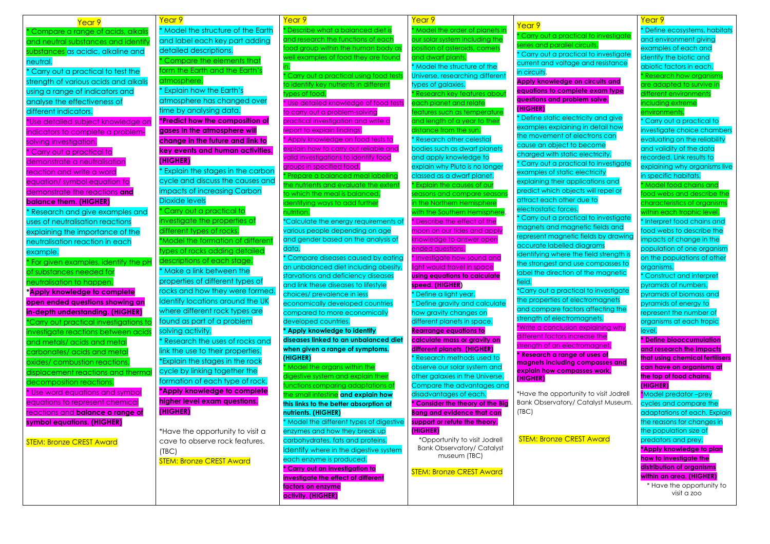| Year 9 | Year 9 | Year 9 | Year 9 | Year 9 | Year 9 |
|---|---|---|---|---|---|
| * Compare a range of acids, alkalis and neutral substances and identify substances as acidic, alkaline and neutral.<br>* Carry out a practical to test the strength of various acids and alkalis using a range of indicators and analyse the effectiveness of different indicators.<br>*Use detailed subject knowledge on indicators to complete a problem-solving investigation.<br>* Carry out a practical to demonstrate a neutralisation reaction and write a word equation/ symbol equation to demonstrate the reactions **and balance them. (HIGHER)**<br>* Research and give examples and uses of neutralisation reactions explaining the importance of the neutralisation reaction in each example.<br>* For given examples, identify the pH of substances needed for neutralisation to happen.<br>***Apply knowledge to complete open ended questions showing an in-depth understanding. (HIGHER)**<br>*Carry out practical investigations to investigate reactions between acids and metals/ acids and metal carbonates/ acids and metal oxides/ combustion reactions, displacement reactions and thermal decomposition reactions.<br>* Use word equations and symbol equations to represent chemical reactions and **balance a range of symbol equations. (HIGHER)**<br><br>STEM: Bronze CREST Award | * Model the structure of the Earth and label each key part adding detailed descriptions.<br>* Compare the elements that form the Earth and the Earth's atmosphere.<br>* Explain how the Earth's atmosphere has changed over time by analysing data.<br>***Predict how the composition of gases in the atmosphere will change in the future and link to key events and human activities. (HIGHER)**<br>* Explain the stages in the carbon cycle and discuss the causes and impacts of increasing Carbon Dioxide levels<br>* Carry out a practical to investigate the properties of different types of rocks.<br>*Model the formation of different types of rocks adding detailed descriptions of each stage.<br>* Make a link between the properties of different types of rocks and how they were formed. Identify locations around the UK where different rock types are found as part of a problem solving activity.<br>* Research the uses of rocks and link the use to their properties.<br>*Explain the stages in the rock cycle by linking together the formation of each type of rock.<br>***Apply knowledge to complete higher level exam questions. (HIGHER)**<br><br>*Have the opportunity to visit a cave to observe rock features. (TBC)<br>STEM: Bronze CREST Award | * Describe what a balanced diet is and research the functions of each food group within the human body as well examples of food they are found in.<br>* Carry out a practical using food tests to identify key nutrients in different types of food.<br>* Use detailed knowledge of food tests to carry out a problem-solving practical investigation and write a report to explain findings.<br>* Apply knowledge on food tests to explain how to carry out reliable and valid investigations to identify food groups in specified food.<br>* Prepare a balanced meal labelling the nutrients and evaluate the extent to which the meal is balanced, identifying ways to add further nutrition.<br>*Calculate the energy requirements of various people depending on age and gender based on the analysis of data.<br>* Compare diseases caused by eating an unbalanced diet including obesity, starvation and deficiency diseases and link these diseases to lifestyle choices/ prevalence in less economically developed countries compared to more economically developed countries.<br>* **Apply knowledge to identify diseases linked to an unbalanced diet when given a range of symptoms. (HIGHER)**<br>* Model the organs within the digestive system and explain their functions comparing adaptations of the small intestine **and explain how this links to the better absorption of nutrients. (HIGHER)**<br>* Model the different types of digestive enzymes and how they break up carbohydrates, fats and proteins. Identify where in the digestive system each enzyme is produced.<br>* **Carry out an investigation to investigate the effect of different factors on enzyme activity. (HIGHER)** | * Model the order of planets in our solar system including the position of asteroids, comets and dwarf plants.<br>* Model the structure of the Universe, researching different types of galaxies.<br>* Research key features about each planet and relate features such as temperature and length of a year to their distance from the sun.<br>* Research other celestial bodies such as dwarf planets and apply knowledge to explain why Pluto is no longer classed as a dwarf planet.<br>* Explain the causes of our seasons and compare seasons in the Northern Hemisphere with the Southern Hemisphere.<br>* Describe the effect of the moon on our tides and apply knowledge to answer open ended questions.<br>* Investigate how sound and light would travel in space **using equations to calculate speed. (HIGHER)**<br>* Define a light year.<br>* Define gravity and calculate how gravity changes on different planets in space.<br>**Rearrange equations to calculate mass or gravity on different planets. (HIGHER)**<br>* Research methods used to observe our solar system and other galaxies in the Universe. Compare the advantages and disadvantages of each.<br>* **Consider the theory of the Big Bang and evidence that can support or refute the theory. (HIGHER)**<br>*Opportunity to visit Jodrell Bank Observatory/ Catalyst museum (TBC)<br><br>STEM: Bronze CREST Award | * Carry out a practical to investigate series and parallel circuits.<br>* Carry out a practical to investigate current and voltage and resistance in circuits.<br>**Apply knowledge on circuits and equations to complete exam type questions and problem solve. (HIGHER)**<br>* Define static electricity and give examples explaining in detail how the movement of electrons can cause an object to become charged with static electricity.<br>* Carry out a practical to investigate examples of static electricity explaining their applications and predict which objects will repel or attract each other due to electrostatic forces.<br>* Carry out a practical to investigate magnets and magnetic fields and represent magnetic fields by drawing accurate labelled diagrams identifying where the field strength is the strongest and use compasses to label the direction of the magnetic field.<br>*Carry out a practical to investigate the properties of electromagnets and compare factors affecting the strength of electromagnets.<br>*Write a conclusion explaining why different factors increase the strength of an electromagnet.<br>* **Research a range of uses of magnets including compasses and explain how compasses work. (HIGHER)**<br><br>*Have the opportunity to visit Jodrell Bank Observatory/ Catalyst Museum. (TBC)<br><br>STEM: Bronze CREST Award | * Define ecosystems, habitats and environment giving examples of each and identify the biotic and abiotic factors in each.<br>* Research how organisms are adapted to survive in different environments including extreme environments.<br>* Carry out a practical to investigate choice chambers evaluating on the reliability and validity of the data recorded. Link results to explaining why organisms live in specific habitats.<br>* Model food chains and food webs and describe the characteristics of organisms within each trophic level.<br>* Interpret food chains and food webs to describe the impacts of change in the population of one organism on the populations of other organisms.<br>* Construct and interpret pyramids of numbers, pyramids of biomass and pyramids of energy to represent the number of organisms at each tropic level.<br>* **Define bioaccumulation and research the impacts that using chemical fertilisers can have on organisms at the top of food chains. (HIGHER)**<br>*Model predator –prey cycles and compare the adaptations of each. Explain the reasons for changes in the population size of predators and prey.<br>***Apply knowledge to plan how to investigate the distribution of organisms within an area. (HIGHER)**<br>* Have the opportunity to visit a zoo |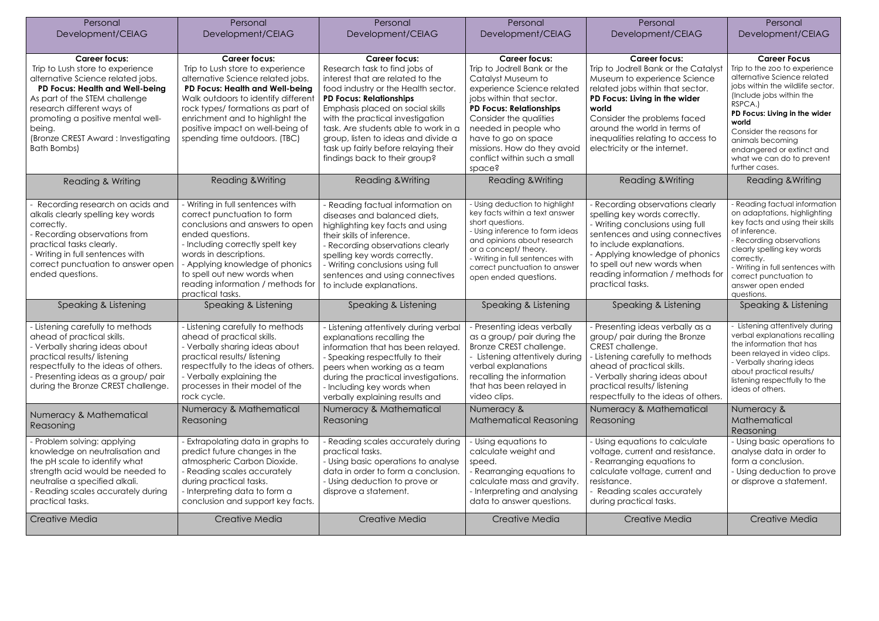| Personal Development/CEIAG | Personal Development/CEIAG | Personal Development/CEIAG | Personal Development/CEIAG | Personal Development/CEIAG | Personal Development/CEIAG |
|---|---|---|---|---|---|
| **Career focus:** Trip to Lush store to experience alternative Science related jobs. **PD Focus: Health and Well-being** As part of the STEM challenge research different ways of promoting a positive mental well-being. (Bronze CREST Award : Investigating Bath Bombs) | **Career focus:** Trip to Lush store to experience alternative Science related jobs. **PD Focus: Health and Well-being** Walk outdoors to identify different rock types/ formations as part of enrichment and to highlight the positive impact on well-being of spending time outdoors. (TBC) | **Career focus:** Research task to find jobs of interest that are related to the food industry or the Health sector. **PD Focus: Relationships** Emphasis placed on social skills with the practical investigation task. Are students able to work in a group, listen to ideas and divide a task up fairly before relaying their findings back to their group? | **Career focus:** Trip to Jodrell Bank or the Catalyst Museum to experience Science related jobs within that sector. **PD Focus: Relationships** Consider the qualities needed in people who have to go on space missions. How do they avoid conflict within such a small space? | **Career focus:** Trip to Jodrell Bank or the Catalyst Museum to experience Science related jobs within that sector. **PD Focus: Living in the wider world** Consider the problems faced around the world in terms of inequalities relating to access to electricity or the internet. | **Career Focus** Trip to the zoo to experience alternative Science related jobs within the wildlife sector. (Include jobs within the RSPCA.) **PD Focus: Living in the wider world** Consider the reasons for animals becoming endangered or extinct and what we can do to prevent further cases. |
| Reading & Writing | Reading &Writing | Reading &Writing | Reading &Writing | Reading &Writing | Reading &Writing |
| - Recording research on acids and alkalis clearly spelling key words correctly. - Recording observations from practical tasks clearly. - Writing in full sentences with correct punctuation to answer open ended questions. | - Writing in full sentences with correct punctuation to form conclusions and answers to open ended questions. - Including correctly spelt key words in descriptions. - Applying knowledge of phonics to spell out new words when reading information / methods for practical tasks. | - Reading factual information on diseases and balanced diets, highlighting key facts and using their skills of inference. - Recording observations clearly spelling key words correctly. - Writing conclusions using full sentences and using connectives to include explanations. | - Using deduction to highlight key facts within a text answer short questions. - Using inference to form ideas and opinions about research or a concept/ theory. - Writing in full sentences with correct punctuation to answer open ended questions. | - Recording observations clearly spelling key words correctly. - Writing conclusions using full sentences and using connectives to include explanations. - Applying knowledge of phonics to spell out new words when reading information / methods for practical tasks. | - Reading factual information on adaptations, highlighting key facts and using their skills of inference. - Recording observations clearly spelling key words correctly. - Writing in full sentences with correct punctuation to answer open ended questions. |
| Speaking & Listening | Speaking & Listening | Speaking & Listening | Speaking & Listening | Speaking & Listening | Speaking & Listening |
| - Listening carefully to methods ahead of practical skills. - Verbally sharing ideas about practical results/ listening respectfully to the ideas of others. - Presenting ideas as a group/ pair during the Bronze CREST challenge. | - Listening carefully to methods ahead of practical skills. - Verbally sharing ideas about practical results/ listening respectfully to the ideas of others. - Verbally explaining the processes in their model of the rock cycle. | - Listening attentively during verbal explanations recalling the information that has been relayed. - Speaking respectfully to their peers when working as a team during the practical investigations. - Including key words when verbally explaining results and | - Presenting ideas verbally as a group/ pair during the Bronze CREST challenge. - Listening attentively during verbal explanations recalling the information that has been relayed in video clips. | - Presenting ideas verbally as a group/ pair during the Bronze CREST challenge. - Listening carefully to methods ahead of practical skills. - Verbally sharing ideas about practical results/ listening respectfully to the ideas of others. | - Listening attentively during verbal explanations recalling the information that has been relayed in video clips. - Verbally sharing ideas about practical results/ listening respectfully to the ideas of others. |
| Numeracy & Mathematical Reasoning | Numeracy & Mathematical Reasoning | Numeracy & Mathematical Reasoning | Numeracy & Mathematical Reasoning | Numeracy & Mathematical Reasoning | Numeracy & Mathematical Reasoning |
| - Problem solving: applying knowledge on neutralisation and the pH scale to identify what strength acid would be needed to neutralise a specified alkali. - Reading scales accurately during practical tasks. | - Extrapolating data in graphs to predict future changes in the atmospheric Carbon Dioxide. - Reading scales accurately during practical tasks. - Interpreting data to form a conclusion and support key facts. | - Reading scales accurately during practical tasks. - Using basic operations to analyse data in order to form a conclusion. - Using deduction to prove or disprove a statement. | - Using equations to calculate weight and speed. - Rearranging equations to calculate mass and gravity. - Interpreting and analysing data to answer questions. | - Using equations to calculate voltage, current and resistance. - Rearranging equations to calculate voltage, current and resistance. - Reading scales accurately during practical tasks. | - Using basic operations to analyse data in order to form a conclusion. - Using deduction to prove or disprove a statement. |
| Creative Media | Creative Media | Creative Media | Creative Media | Creative Media | Creative Media |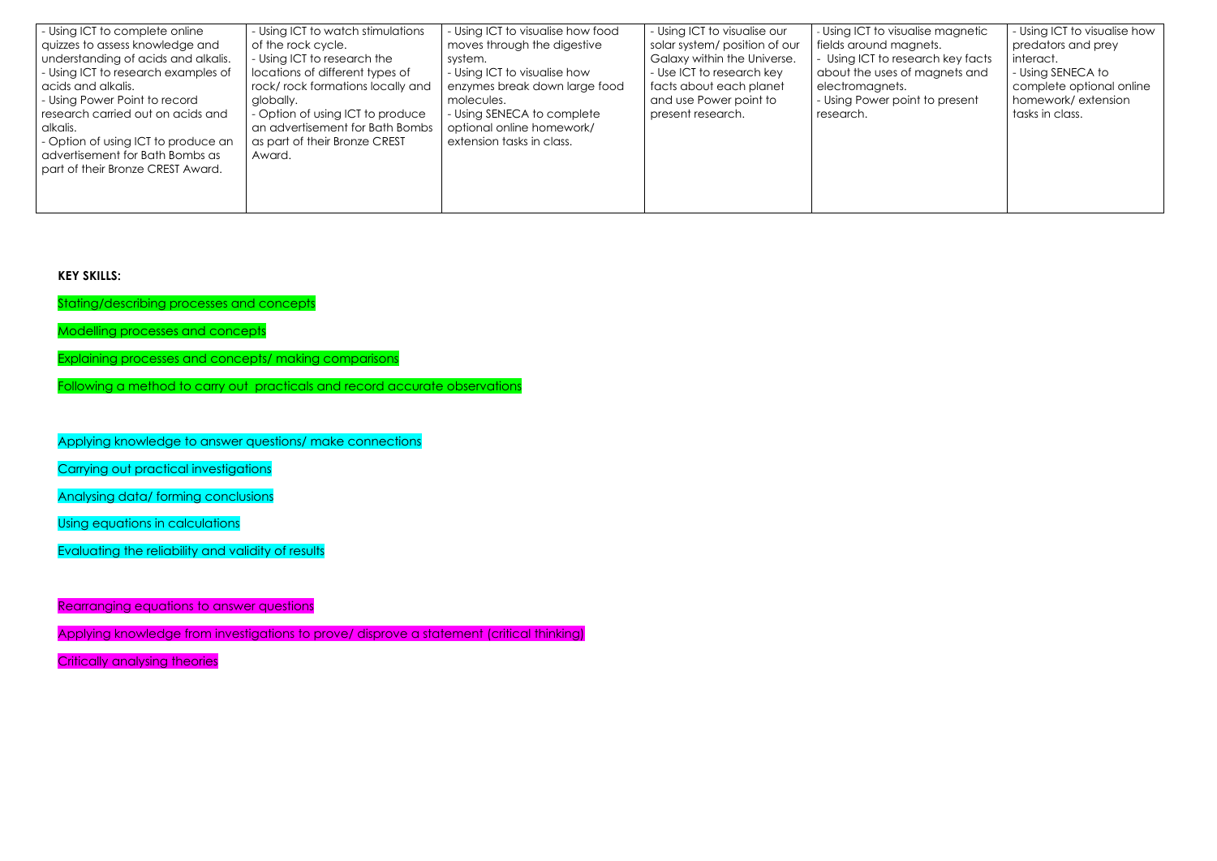| | | | | | |
|---|---|---|---|---|---|
| - Using ICT to complete online quizzes to assess knowledge and understanding of acids and alkalis.<br>- Using ICT to research examples of acids and alkalis.<br>- Using Power Point to record research carried out on acids and alkalis.<br>- Option of using ICT to produce an advertisement for Bath Bombs as part of their Bronze CREST Award. | - Using ICT to watch stimulations of the rock cycle.<br>- Using ICT to research the locations of different types of rock/ rock formations locally and globally.<br>- Option of using ICT to produce an advertisement for Bath Bombs as part of their Bronze CREST Award. | - Using ICT to visualise how food moves through the digestive system.<br>- Using ICT to visualise how enzymes break down large food molecules.<br>- Using SENECA to complete optional online homework/ extension tasks in class. | - Using ICT to visualise our solar system/ position of our Galaxy within the Universe.<br>- Use ICT to research key facts about each planet and use Power point to present research. | - Using ICT to visualise magnetic fields around magnets.<br>- Using ICT to research key facts about the uses of magnets and electromagnets.<br>- Using Power point to present research. | - Using ICT to visualise how predators and prey interact.<br>- Using SENECA to complete optional online homework/ extension tasks in class. |

**KEY SKILLS:**

Stating/describing processes and concepts

Modelling processes and concepts

Explaining processes and concepts/ making comparisons

Following a method to carry out practicals and record accurate observations

Applying knowledge to answer questions/ make connections

Carrying out practical investigations

Analysing data/ forming conclusions

Using equations in calculations

Evaluating the reliability and validity of results

Rearranging equations to answer questions

Applying knowledge from investigations to prove/ disprove a statement (critical thinking)

Critically analysing theories